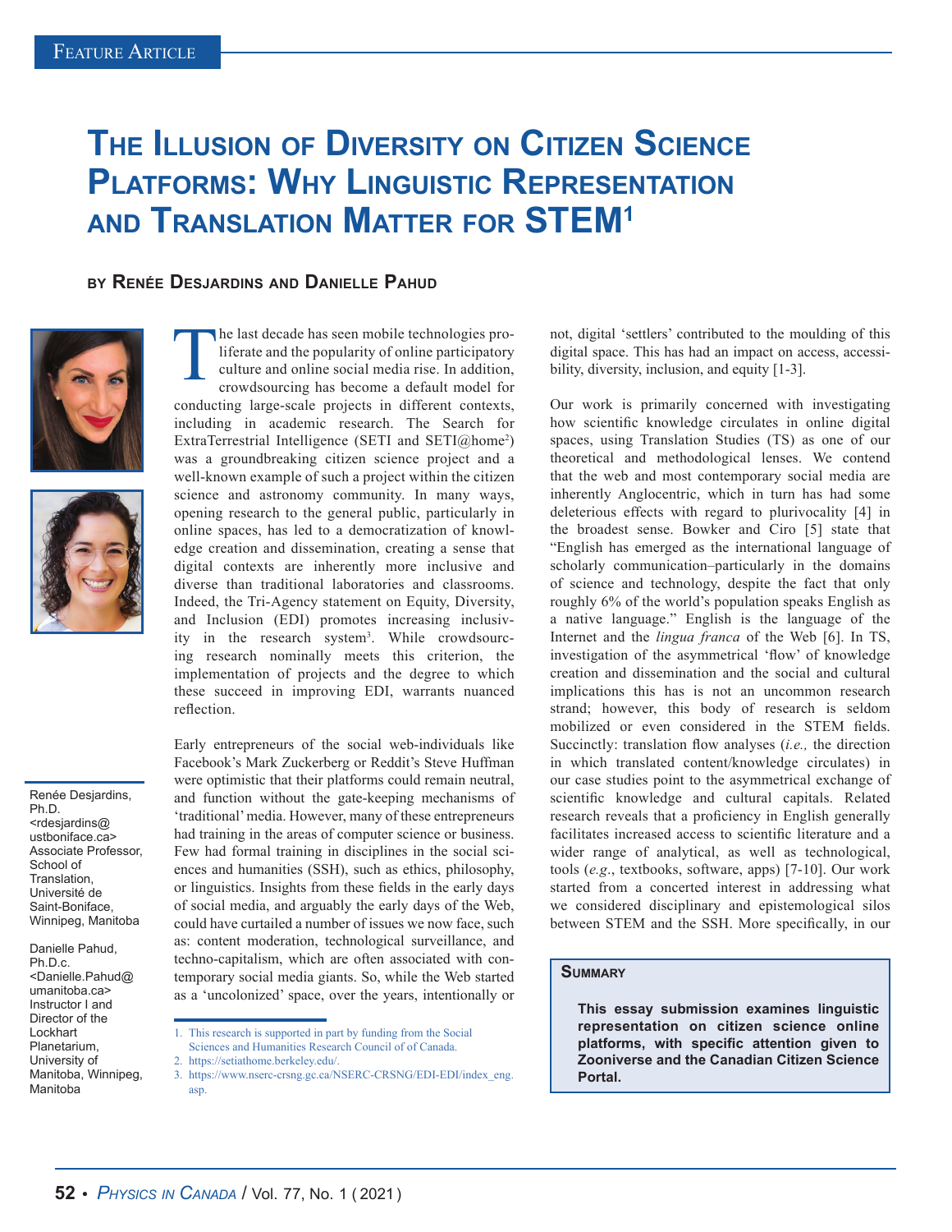# The Illusion of Diversity on Citizen Science Platforms: Why Linguistic Representation and Translation Matter for STEM[1]

**by Renée Desjardins and Danielle Pahud**

Renée Desjardins, Ph.D. <rdesjardins@ustboniface.ca> Associate Professor, School of Translation, Université de Saint-Boniface, Winnipeg, Manitoba

Danielle Pahud, Ph.D.c. <Danielle.Pahud@umanitoba.ca> Instructor I and Director of the Lockhart Planetarium, University of Manitoba, Winnipeg, Manitoba

> **Summary**
>
> **This essay submission examines linguistic representation on citizen science online platforms, with specific attention given to Zooniverse and the Canadian Citizen Science Portal.**

The last decade has seen mobile technologies proliferate and the popularity of online participatory culture and online social media rise. In addition, crowdsourcing has become a default model for conducting large-scale projects in different contexts, including in academic research. The Search for ExtraTerrestrial Intelligence (SETI and SETI@home[2]) was a groundbreaking citizen science project and a well-known example of such a project within the citizen science and astronomy community. In many ways, opening research to the general public, particularly in online spaces, has led to a democratization of knowledge creation and dissemination, creating a sense that digital contexts are inherently more inclusive and diverse than traditional laboratories and classrooms. Indeed, the Tri-Agency statement on Equity, Diversity, and Inclusion (EDI) promotes increasing inclusivity in the research system[3]. While crowdsourcing research nominally meets this criterion, the implementation of projects and the degree to which these succeed in improving EDI, warrants nuanced reflection.

Early entrepreneurs of the social web-individuals like Facebook's Mark Zuckerberg or Reddit's Steve Huffman were optimistic that their platforms could remain neutral, and function without the gate-keeping mechanisms of 'traditional' media. However, many of these entrepreneurs had training in the areas of computer science or business. Few had formal training in disciplines in the social sciences and humanities (SSH), such as ethics, philosophy, or linguistics. Insights from these fields in the early days of social media, and arguably the early days of the Web, could have curtailed a number of issues we now face, such as: content moderation, technological surveillance, and techno-capitalism, which are often associated with contemporary social media giants. So, while the Web started as a 'uncolonized' space, over the years, intentionally or not, digital 'settlers' contributed to the moulding of this digital space. This has had an impact on access, accessibility, diversity, inclusion, and equity [1-3].

Our work is primarily concerned with investigating how scientific knowledge circulates in online digital spaces, using Translation Studies (TS) as one of our theoretical and methodological lenses. We contend that the web and most contemporary social media are inherently Anglocentric, which in turn has had some deleterious effects with regard to plurivocality [4] in the broadest sense. Bowker and Ciro [5] state that "English has emerged as the international language of scholarly communication–particularly in the domains of science and technology, despite the fact that only roughly 6% of the world's population speaks English as a native language." English is the language of the Internet and the *lingua franca* of the Web [6]. In TS, investigation of the asymmetrical 'flow' of knowledge creation and dissemination and the social and cultural implications this has is not an uncommon research strand; however, this body of research is seldom mobilized or even considered in the STEM fields. Succinctly: translation flow analyses (*i.e.,* the direction in which translated content/knowledge circulates) in our case studies point to the asymmetrical exchange of scientific knowledge and cultural capitals. Related research reveals that a proficiency in English generally facilitates increased access to scientific literature and a wider range of analytical, as well as technological, tools (*e.g.*, textbooks, software, apps) [7-10]. Our work started from a concerted interest in addressing what we considered disciplinary and epistemological silos between STEM and the SSH. More specifically, in our

---

1. This research is supported in part by funding from the Social Sciences and Humanities Research Council of of Canada.
2. https://setiathome.berkeley.edu/.
3. https://www.nserc-crsng.gc.ca/NSERC-CRSNG/EDI-EDI/index_eng.asp.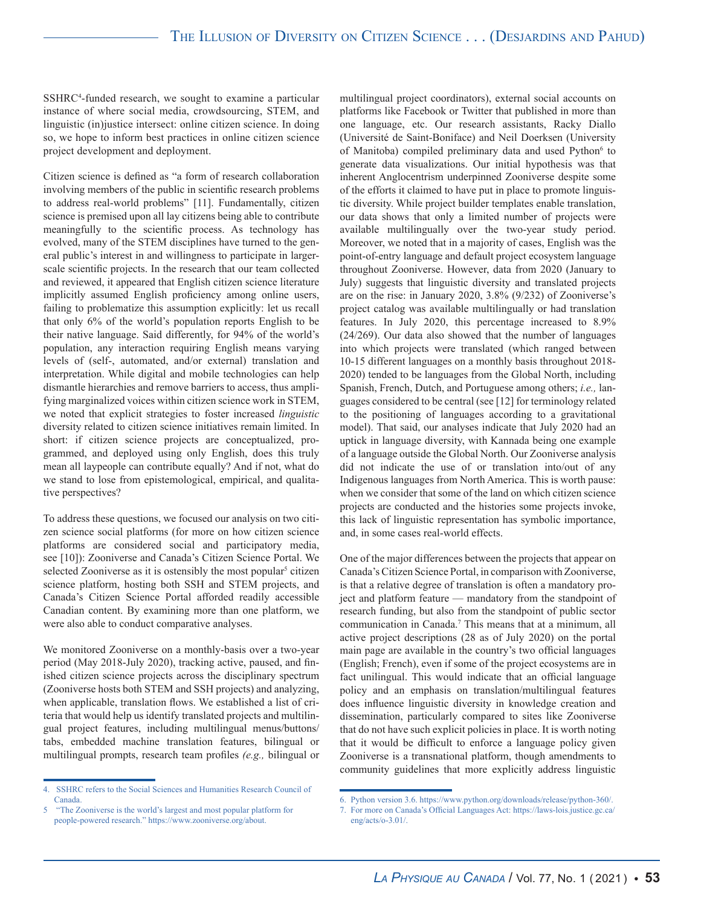SSHRC[4]-funded research, we sought to examine a particular instance of where social media, crowdsourcing, STEM, and linguistic (in)justice intersect: online citizen science. In doing so, we hope to inform best practices in online citizen science project development and deployment.

Citizen science is defined as "a form of research collaboration involving members of the public in scientific research problems to address real-world problems" [11]. Fundamentally, citizen science is premised upon all lay citizens being able to contribute meaningfully to the scientific process. As technology has evolved, many of the STEM disciplines have turned to the general public's interest in and willingness to participate in larger-scale scientific projects. In the research that our team collected and reviewed, it appeared that English citizen science literature implicitly assumed English proficiency among online users, failing to problematize this assumption explicitly: let us recall that only 6% of the world's population reports English to be their native language. Said differently, for 94% of the world's population, any interaction requiring English means varying levels of (self-, automated, and/or external) translation and interpretation. While digital and mobile technologies can help dismantle hierarchies and remove barriers to access, thus amplifying marginalized voices within citizen science work in STEM, we noted that explicit strategies to foster increased *linguistic* diversity related to citizen science initiatives remain limited. In short: if citizen science projects are conceptualized, programmed, and deployed using only English, does this truly mean all laypeople can contribute equally? And if not, what do we stand to lose from epistemological, empirical, and qualitative perspectives?

To address these questions, we focused our analysis on two citizen science social platforms (for more on how citizen science platforms are considered social and participatory media, see [10]): Zooniverse and Canada's Citizen Science Portal. We selected Zooniverse as it is ostensibly the most popular[5] citizen science platform, hosting both SSH and STEM projects, and Canada's Citizen Science Portal afforded readily accessible Canadian content. By examining more than one platform, we were also able to conduct comparative analyses.

We monitored Zooniverse on a monthly-basis over a two-year period (May 2018-July 2020), tracking active, paused, and finished citizen science projects across the disciplinary spectrum (Zooniverse hosts both STEM and SSH projects) and analyzing, when applicable, translation flows. We established a list of criteria that would help us identify translated projects and multilingual project features, including multilingual menus/buttons/tabs, embedded machine translation features, bilingual or multilingual prompts, research team profiles *(e.g.,* bilingual or multilingual project coordinators), external social accounts on platforms like Facebook or Twitter that published in more than one language, etc. Our research assistants, Racky Diallo (Université de Saint-Boniface) and Neil Doerksen (University of Manitoba) compiled preliminary data and used Python[6] to generate data visualizations. Our initial hypothesis was that inherent Anglocentrism underpinned Zooniverse despite some of the efforts it claimed to have put in place to promote linguistic diversity. While project builder templates enable translation, our data shows that only a limited number of projects were available multilingually over the two-year study period. Moreover, we noted that in a majority of cases, English was the point-of-entry language and default project ecosystem language throughout Zooniverse. However, data from 2020 (January to July) suggests that linguistic diversity and translated projects are on the rise: in January 2020, 3.8% (9/232) of Zooniverse's project catalog was available multilingually or had translation features. In July 2020, this percentage increased to 8.9% (24/269). Our data also showed that the number of languages into which projects were translated (which ranged between 10-15 different languages on a monthly basis throughout 2018-2020) tended to be languages from the Global North, including Spanish, French, Dutch, and Portuguese among others; *i.e.,* languages considered to be central (see [12] for terminology related to the positioning of languages according to a gravitational model). That said, our analyses indicate that July 2020 had an uptick in language diversity, with Kannada being one example of a language outside the Global North. Our Zooniverse analysis did not indicate the use of or translation into/out of any Indigenous languages from North America. This is worth pause: when we consider that some of the land on which citizen science projects are conducted and the histories some projects invoke, this lack of linguistic representation has symbolic importance, and, in some cases real-world effects.

One of the major differences between the projects that appear on Canada's Citizen Science Portal, in comparison with Zooniverse, is that a relative degree of translation is often a mandatory project and platform feature — mandatory from the standpoint of research funding, but also from the standpoint of public sector communication in Canada.[7] This means that at a minimum, all active project descriptions (28 as of July 2020) on the portal main page are available in the country's two official languages (English; French), even if some of the project ecosystems are in fact unilingual. This would indicate that an official language policy and an emphasis on translation/multilingual features does influence linguistic diversity in knowledge creation and dissemination, particularly compared to sites like Zooniverse that do not have such explicit policies in place. It is worth noting that it would be difficult to enforce a language policy given Zooniverse is a transnational platform, though amendments to community guidelines that more explicitly address linguistic

---

4. SSHRC refers to the Social Sciences and Humanities Research Council of Canada.
5. "The Zooniverse is the world's largest and most popular platform for people-powered research." https://www.zooniverse.org/about.
6. Python version 3.6. https://www.python.org/downloads/release/python-360/.
7. For more on Canada's Official Languages Act: https://laws-lois.justice.gc.ca/eng/acts/o-3.01/.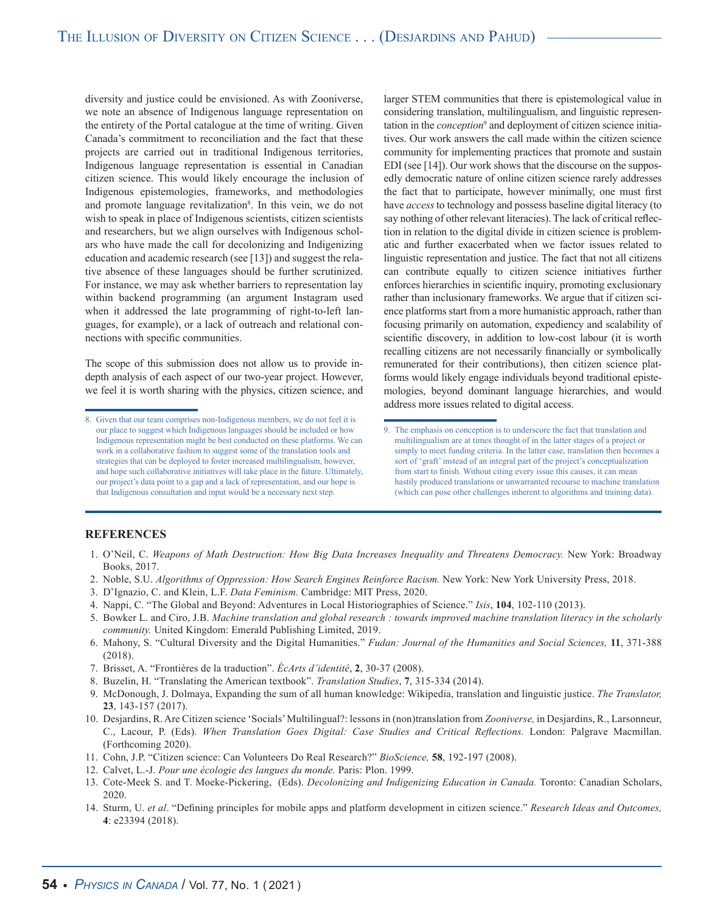diversity and justice could be envisioned. As with Zooniverse, we note an absence of Indigenous language representation on the entirety of the Portal catalogue at the time of writing. Given Canada's commitment to reconciliation and the fact that these projects are carried out in traditional Indigenous territories, Indigenous language representation is essential in Canadian citizen science. This would likely encourage the inclusion of Indigenous epistemologies, frameworks, and methodologies and promote language revitalization[8]. In this vein, we do not wish to speak in place of Indigenous scientists, citizen scientists and researchers, but we align ourselves with Indigenous scholars who have made the call for decolonizing and Indigenizing education and academic research (see [13]) and suggest the relative absence of these languages should be further scrutinized. For instance, we may ask whether barriers to representation lay within backend programming (an argument Instagram used when it addressed the late programming of right-to-left languages, for example), or a lack of outreach and relational connections with specific communities.

The scope of this submission does not allow us to provide in-depth analysis of each aspect of our two-year project. However, we feel it is worth sharing with the physics, citizen science, and larger STEM communities that there is epistemological value in considering translation, multilingualism, and linguistic representation in the *conception*[9] and deployment of citizen science initiatives. Our work answers the call made within the citizen science community for implementing practices that promote and sustain EDI (see [14]). Our work shows that the discourse on the supposedly democratic nature of online citizen science rarely addresses the fact that to participate, however minimally, one must first have *access* to technology and possess baseline digital literacy (to say nothing of other relevant literacies). The lack of critical reflection in relation to the digital divide in citizen science is problematic and further exacerbated when we factor issues related to linguistic representation and justice. The fact that not all citizens can contribute equally to citizen science initiatives further enforces hierarchies in scientific inquiry, promoting exclusionary rather than inclusionary frameworks. We argue that if citizen science platforms start from a more humanistic approach, rather than focusing primarily on automation, expediency and scalability of scientific discovery, in addition to low-cost labour (it is worth recalling citizens are not necessarily financially or symbolically remunerated for their contributions), then citizen science platforms would likely engage individuals beyond traditional epistemologies, beyond dominant language hierarchies, and would address more issues related to digital access.

8. Given that our team comprises non-Indigenous members, we do not feel it is our place to suggest which Indigenous languages should be included or how Indigenous representation might be best conducted on these platforms. We can work in a collaborative fashion to suggest some of the translation tools and strategies that can be deployed to foster increased multilingualism, however, and hope such collaborative initiatives will take place in the future. Ultimately, our project's data point to a gap and a lack of representation, and our hope is that Indigenous consultation and input would be a necessary next step.

9. The emphasis on conception is to underscore the fact that translation and multilingualism are at times thought of in the latter stages of a project or simply to meet funding criteria. In the latter case, translation then becomes a sort of 'graft' instead of an integral part of the project's conceptualization from start to finish. Without citing every issue this causes, it can mean hastily produced translations or unwarranted recourse to machine translation (which can pose other challenges inherent to algorithms and training data).

## REFERENCES

1. O'Neil, C. *Weapons of Math Destruction: How Big Data Increases Inequality and Threatens Democracy.* New York: Broadway Books, 2017.
2. Noble, S.U. *Algorithms of Oppression: How Search Engines Reinforce Racism.* New York: New York University Press, 2018.
3. D'Ignazio, C. and Klein, L.F. *Data Feminism.* Cambridge: MIT Press, 2020.
4. Nappi, C. "The Global and Beyond: Adventures in Local Historiographies of Science." *Isis*, **104**, 102-110 (2013).
5. Bowker L. and Ciro, J.B. *Machine translation and global research : towards improved machine translation literacy in the scholarly community.* United Kingdom: Emerald Publishing Limited, 2019.
6. Mahony, S. "Cultural Diversity and the Digital Humanities." *Fudan: Journal of the Humanities and Social Sciences,* **11**, 371-388 (2018).
7. Brisset, A. "Frontières de la traduction". *ÉcArts d'identité*, **2**, 30-37 (2008).
8. Buzelin, H. "Translating the American textbook". *Translation Studies*, **7**, 315-334 (2014).
9. McDonough, J. Dolmaya, Expanding the sum of all human knowledge: Wikipedia, translation and linguistic justice. *The Translator,* **23**, 143-157 (2017).
10. Desjardins, R. Are Citizen science 'Socials' Multilingual?: lessons in (non)translation from *Zooniverse,* in Desjardins, R., Larsonneur, C., Lacour, P. (Eds). *When Translation Goes Digital: Case Studies and Critical Reflections.* London: Palgrave Macmillan. (Forthcoming 2020).
11. Cohn, J.P. "Citizen science: Can Volunteers Do Real Research?" *BioScience,* **58**, 192-197 (2008).
12. Calvet, L.-J. *Pour une écologie des langues du monde.* Paris: Plon. 1999.
13. Cote-Meek S. and T. Moeke-Pickering, (Eds). *Decolonizing and Indigenizing Education in Canada.* Toronto: Canadian Scholars, 2020.
14. Sturm, U. *et al*. "Defining principles for mobile apps and platform development in citizen science." *Research Ideas and Outcomes,* **4**: e23394 (2018).